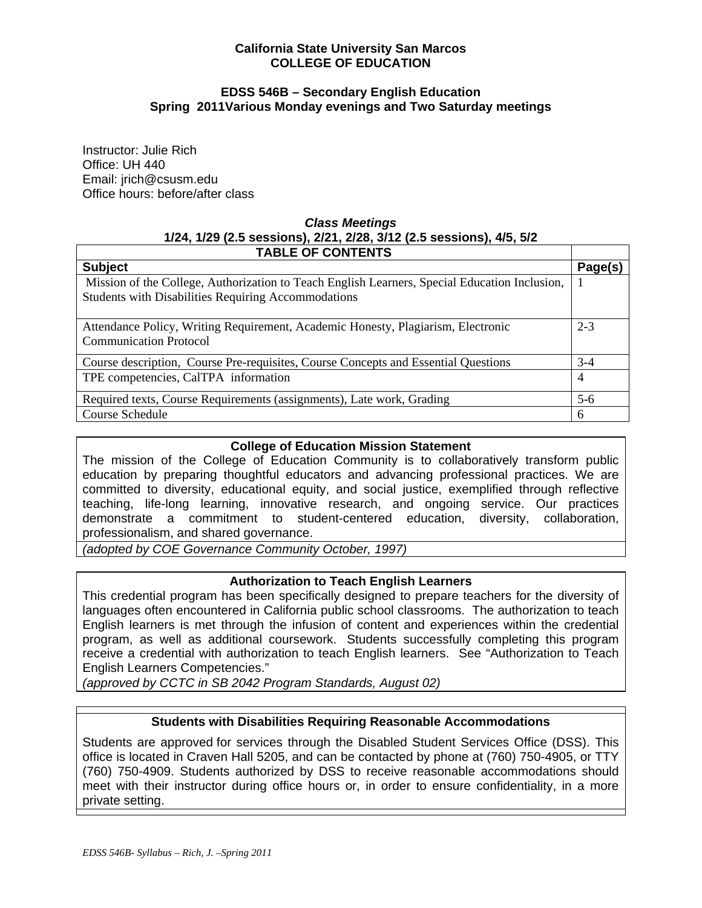**California State University San Marcos**
**COLLEGE OF EDUCATION**

## EDSS 546B – Secondary English Education

**Spring 2011Various Monday evenings and Two Saturday meetings**

Instructor: Julie Rich
Office: UH 440
Email: jrich@csusm.edu
Office hours: before/after class

***Class Meetings***
**1/24, 1/29 (2.5 sessions), 2/21, 2/28, 3/12 (2.5 sessions), 4/5, 5/2**

| TABLE OF CONTENTS | |
|---|---|
| **Subject** | **Page(s)** |
| Mission of the College, Authorization to Teach English Learners, Special Education Inclusion, Students with Disabilities Requiring Accommodations | 1 |
| Attendance Policy, Writing Requirement, Academic Honesty, Plagiarism, Electronic Communication Protocol | 2-3 |
| Course description, Course Pre-requisites, Course Concepts and Essential Questions | 3-4 |
| TPE competencies, CalTPA information | 4 |
| Required texts, Course Requirements (assignments), Late work, Grading | 5-6 |
| Course Schedule | 6 |

### College of Education Mission Statement

The mission of the College of Education Community is to collaboratively transform public education by preparing thoughtful educators and advancing professional practices. We are committed to diversity, educational equity, and social justice, exemplified through reflective teaching, life-long learning, innovative research, and ongoing service. Our practices demonstrate a commitment to student-centered education, diversity, collaboration, professionalism, and shared governance.

*(adopted by COE Governance Community October, 1997)*

### Authorization to Teach English Learners

This credential program has been specifically designed to prepare teachers for the diversity of languages often encountered in California public school classrooms. The authorization to teach English learners is met through the infusion of content and experiences within the credential program, as well as additional coursework. Students successfully completing this program receive a credential with authorization to teach English learners. See "Authorization to Teach English Learners Competencies."

*(approved by CCTC in SB 2042 Program Standards, August 02)*

### Students with Disabilities Requiring Reasonable Accommodations

Students are approved for services through the Disabled Student Services Office (DSS). This office is located in Craven Hall 5205, and can be contacted by phone at (760) 750-4905, or TTY (760) 750-4909. Students authorized by DSS to receive reasonable accommodations should meet with their instructor during office hours or, in order to ensure confidentiality, in a more private setting.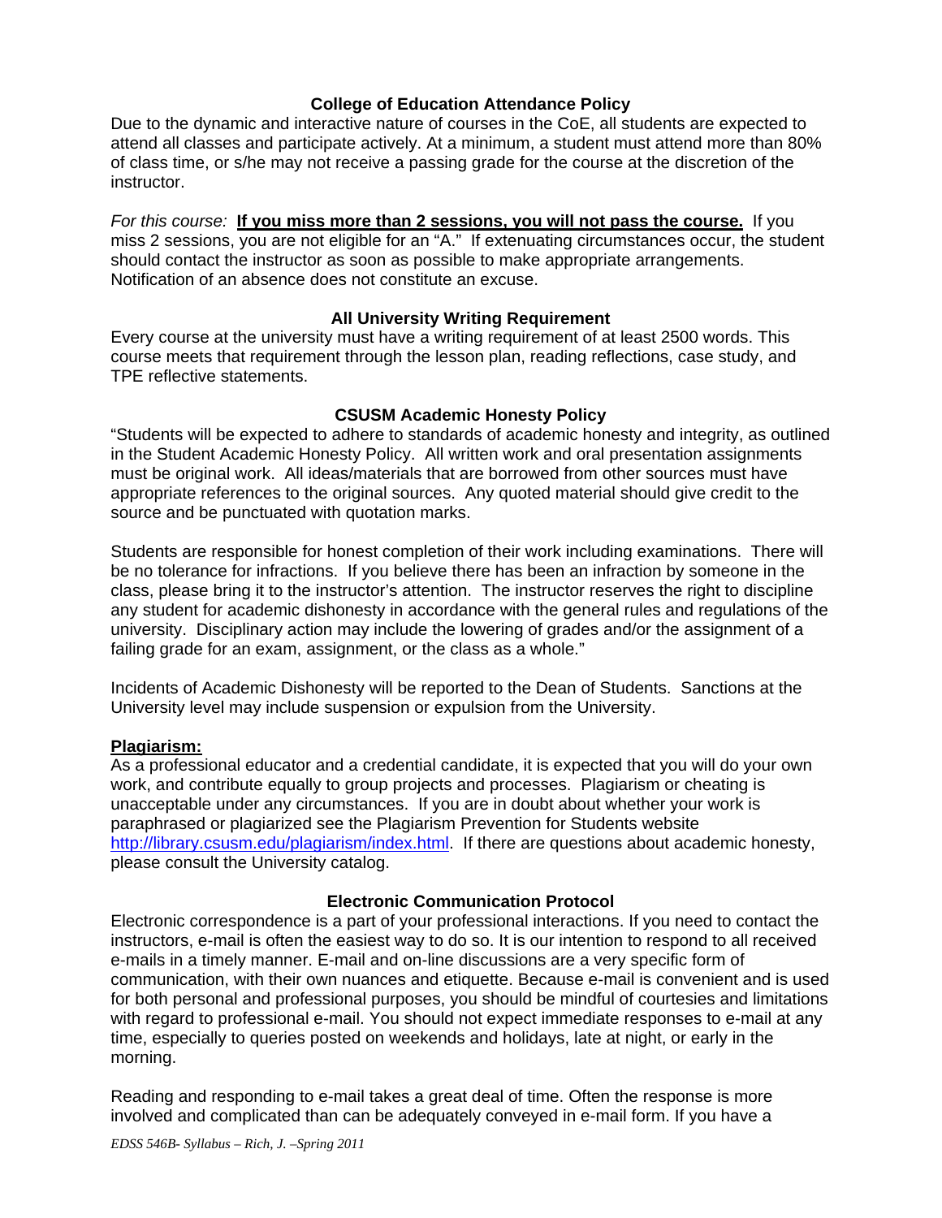### College of Education Attendance Policy

Due to the dynamic and interactive nature of courses in the CoE, all students are expected to attend all classes and participate actively. At a minimum, a student must attend more than 80% of class time, or s/he may not receive a passing grade for the course at the discretion of the instructor.

*For this course:* **<u>If you miss more than 2 sessions, you will not pass the course.</u>** If you miss 2 sessions, you are not eligible for an "A." If extenuating circumstances occur, the student should contact the instructor as soon as possible to make appropriate arrangements. Notification of an absence does not constitute an excuse.

### All University Writing Requirement

Every course at the university must have a writing requirement of at least 2500 words. This course meets that requirement through the lesson plan, reading reflections, case study, and TPE reflective statements.

### CSUSM Academic Honesty Policy

"Students will be expected to adhere to standards of academic honesty and integrity, as outlined in the Student Academic Honesty Policy. All written work and oral presentation assignments must be original work. All ideas/materials that are borrowed from other sources must have appropriate references to the original sources. Any quoted material should give credit to the source and be punctuated with quotation marks.

Students are responsible for honest completion of their work including examinations. There will be no tolerance for infractions. If you believe there has been an infraction by someone in the class, please bring it to the instructor's attention. The instructor reserves the right to discipline any student for academic dishonesty in accordance with the general rules and regulations of the university. Disciplinary action may include the lowering of grades and/or the assignment of a failing grade for an exam, assignment, or the class as a whole."

Incidents of Academic Dishonesty will be reported to the Dean of Students. Sanctions at the University level may include suspension or expulsion from the University.

**<u>Plagiarism:</u>**

As a professional educator and a credential candidate, it is expected that you will do your own work, and contribute equally to group projects and processes. Plagiarism or cheating is unacceptable under any circumstances. If you are in doubt about whether your work is paraphrased or plagiarized see the Plagiarism Prevention for Students website http://library.csusm.edu/plagiarism/index.html. If there are questions about academic honesty, please consult the University catalog.

### Electronic Communication Protocol

Electronic correspondence is a part of your professional interactions. If you need to contact the instructors, e-mail is often the easiest way to do so. It is our intention to respond to all received e-mails in a timely manner. E-mail and on-line discussions are a very specific form of communication, with their own nuances and etiquette. Because e-mail is convenient and is used for both personal and professional purposes, you should be mindful of courtesies and limitations with regard to professional e-mail. You should not expect immediate responses to e-mail at any time, especially to queries posted on weekends and holidays, late at night, or early in the morning.

Reading and responding to e-mail takes a great deal of time. Often the response is more involved and complicated than can be adequately conveyed in e-mail form. If you have a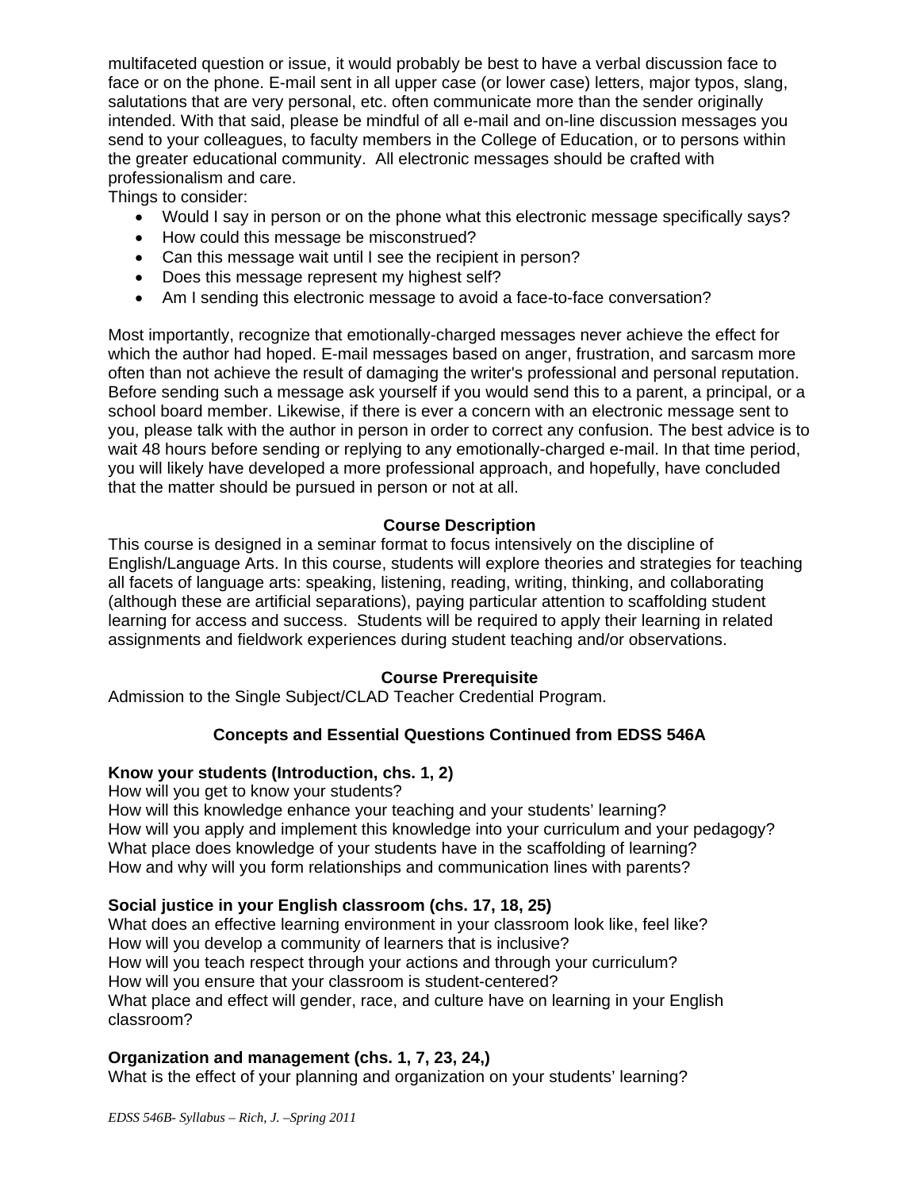multifaceted question or issue, it would probably be best to have a verbal discussion face to face or on the phone. E-mail sent in all upper case (or lower case) letters, major typos, slang, salutations that are very personal, etc. often communicate more than the sender originally intended. With that said, please be mindful of all e-mail and on-line discussion messages you send to your colleagues, to faculty members in the College of Education, or to persons within the greater educational community. All electronic messages should be crafted with professionalism and care.

Things to consider:

- Would I say in person or on the phone what this electronic message specifically says?
- How could this message be misconstrued?
- Can this message wait until I see the recipient in person?
- Does this message represent my highest self?
- Am I sending this electronic message to avoid a face-to-face conversation?

Most importantly, recognize that emotionally-charged messages never achieve the effect for which the author had hoped. E-mail messages based on anger, frustration, and sarcasm more often than not achieve the result of damaging the writer's professional and personal reputation. Before sending such a message ask yourself if you would send this to a parent, a principal, or a school board member. Likewise, if there is ever a concern with an electronic message sent to you, please talk with the author in person in order to correct any confusion. The best advice is to wait 48 hours before sending or replying to any emotionally-charged e-mail. In that time period, you will likely have developed a more professional approach, and hopefully, have concluded that the matter should be pursued in person or not at all.

## Course Description

This course is designed in a seminar format to focus intensively on the discipline of English/Language Arts. In this course, students will explore theories and strategies for teaching all facets of language arts: speaking, listening, reading, writing, thinking, and collaborating (although these are artificial separations), paying particular attention to scaffolding student learning for access and success. Students will be required to apply their learning in related assignments and fieldwork experiences during student teaching and/or observations.

## Course Prerequisite

Admission to the Single Subject/CLAD Teacher Credential Program.

## Concepts and Essential Questions Continued from EDSS 546A

**Know your students (Introduction, chs. 1, 2)**

How will you get to know your students?
How will this knowledge enhance your teaching and your students' learning?
How will you apply and implement this knowledge into your curriculum and your pedagogy?
What place does knowledge of your students have in the scaffolding of learning?
How and why will you form relationships and communication lines with parents?

**Social justice in your English classroom (chs. 17, 18, 25)**

What does an effective learning environment in your classroom look like, feel like?
How will you develop a community of learners that is inclusive?
How will you teach respect through your actions and through your curriculum?
How will you ensure that your classroom is student-centered?
What place and effect will gender, race, and culture have on learning in your English classroom?

**Organization and management (chs. 1, 7, 23, 24,)**

What is the effect of your planning and organization on your students' learning?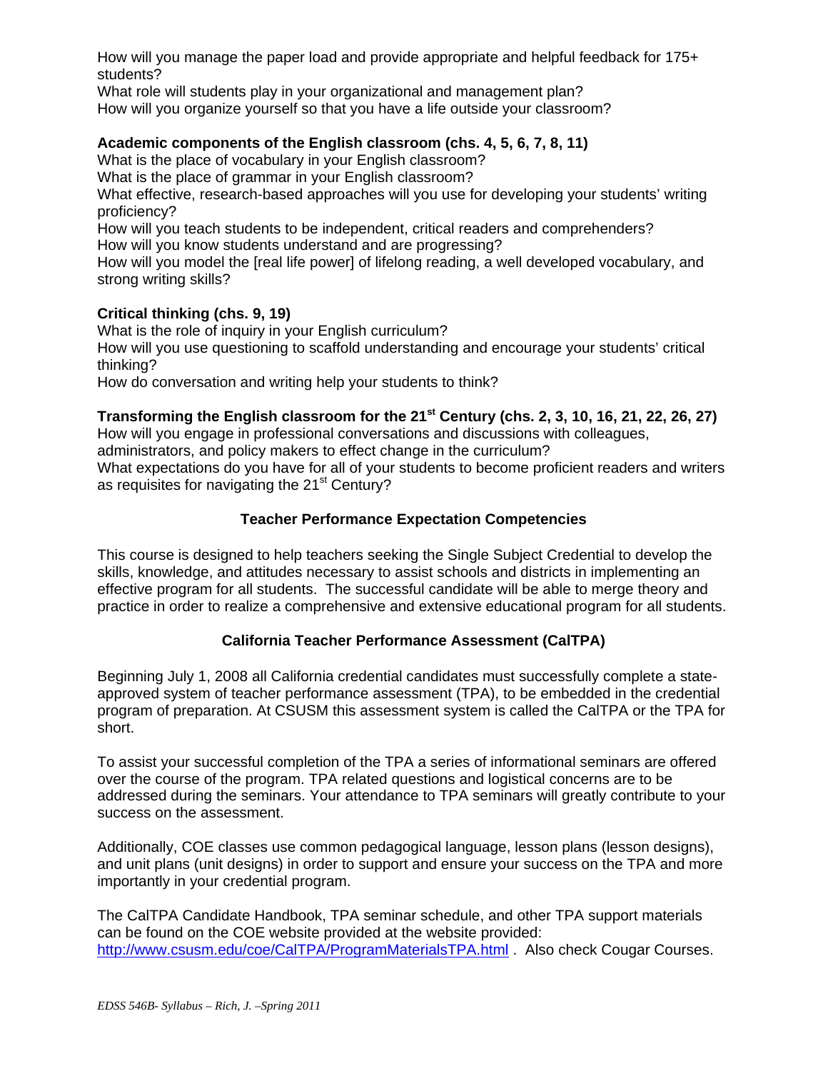How will you manage the paper load and provide appropriate and helpful feedback for 175+ students?
What role will students play in your organizational and management plan?
How will you organize yourself so that you have a life outside your classroom?

**Academic components of the English classroom (chs. 4, 5, 6, 7, 8, 11)**
What is the place of vocabulary in your English classroom?
What is the place of grammar in your English classroom?
What effective, research-based approaches will you use for developing your students' writing proficiency?
How will you teach students to be independent, critical readers and comprehenders?
How will you know students understand and are progressing?
How will you model the [real life power] of lifelong reading, a well developed vocabulary, and strong writing skills?

**Critical thinking (chs. 9, 19)**
What is the role of inquiry in your English curriculum?
How will you use questioning to scaffold understanding and encourage your students' critical thinking?
How do conversation and writing help your students to think?

**Transforming the English classroom for the 21st Century (chs. 2, 3, 10, 16, 21, 22, 26, 27)**
How will you engage in professional conversations and discussions with colleagues, administrators, and policy makers to effect change in the curriculum?
What expectations do you have for all of your students to become proficient readers and writers as requisites for navigating the 21st Century?

## Teacher Performance Expectation Competencies

This course is designed to help teachers seeking the Single Subject Credential to develop the skills, knowledge, and attitudes necessary to assist schools and districts in implementing an effective program for all students. The successful candidate will be able to merge theory and practice in order to realize a comprehensive and extensive educational program for all students.

## California Teacher Performance Assessment (CalTPA)

Beginning July 1, 2008 all California credential candidates must successfully complete a state-approved system of teacher performance assessment (TPA), to be embedded in the credential program of preparation. At CSUSM this assessment system is called the CalTPA or the TPA for short.

To assist your successful completion of the TPA a series of informational seminars are offered over the course of the program. TPA related questions and logistical concerns are to be addressed during the seminars. Your attendance to TPA seminars will greatly contribute to your success on the assessment.

Additionally, COE classes use common pedagogical language, lesson plans (lesson designs), and unit plans (unit designs) in order to support and ensure your success on the TPA and more importantly in your credential program.

The CalTPA Candidate Handbook, TPA seminar schedule, and other TPA support materials can be found on the COE website provided at the website provided: http://www.csusm.edu/coe/CalTPA/ProgramMaterialsTPA.html . Also check Cougar Courses.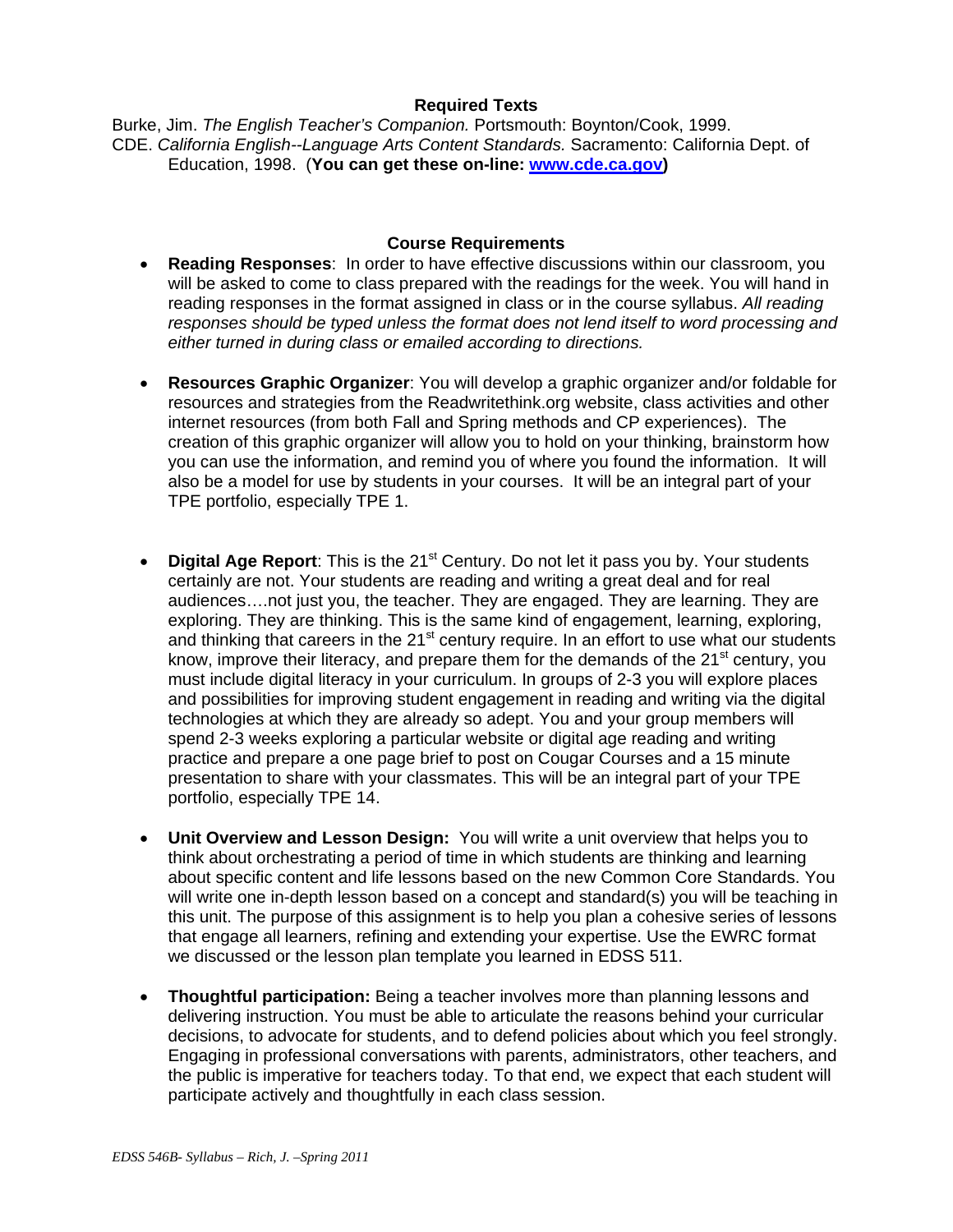## Required Texts

Burke, Jim. *The English Teacher's Companion.* Portsmouth: Boynton/Cook, 1999.
CDE. *California English--Language Arts Content Standards.* Sacramento: California Dept. of Education, 1998. (**You can get these on-line: [www.cde.ca.gov](www.cde.ca.gov))**

## Course Requirements

- **Reading Responses**: In order to have effective discussions within our classroom, you will be asked to come to class prepared with the readings for the week. You will hand in reading responses in the format assigned in class or in the course syllabus. *All reading responses should be typed unless the format does not lend itself to word processing and either turned in during class or emailed according to directions.*

- **Resources Graphic Organizer**: You will develop a graphic organizer and/or foldable for resources and strategies from the Readwritethink.org website, class activities and other internet resources (from both Fall and Spring methods and CP experiences). The creation of this graphic organizer will allow you to hold on your thinking, brainstorm how you can use the information, and remind you of where you found the information. It will also be a model for use by students in your courses. It will be an integral part of your TPE portfolio, especially TPE 1.

- **Digital Age Report**: This is the 21st Century. Do not let it pass you by. Your students certainly are not. Your students are reading and writing a great deal and for real audiences….not just you, the teacher. They are engaged. They are learning. They are exploring. They are thinking. This is the same kind of engagement, learning, exploring, and thinking that careers in the 21st century require. In an effort to use what our students know, improve their literacy, and prepare them for the demands of the 21st century, you must include digital literacy in your curriculum. In groups of 2-3 you will explore places and possibilities for improving student engagement in reading and writing via the digital technologies at which they are already so adept. You and your group members will spend 2-3 weeks exploring a particular website or digital age reading and writing practice and prepare a one page brief to post on Cougar Courses and a 15 minute presentation to share with your classmates. This will be an integral part of your TPE portfolio, especially TPE 14.

- **Unit Overview and Lesson Design:** You will write a unit overview that helps you to think about orchestrating a period of time in which students are thinking and learning about specific content and life lessons based on the new Common Core Standards. You will write one in-depth lesson based on a concept and standard(s) you will be teaching in this unit. The purpose of this assignment is to help you plan a cohesive series of lessons that engage all learners, refining and extending your expertise. Use the EWRC format we discussed or the lesson plan template you learned in EDSS 511.

- **Thoughtful participation:** Being a teacher involves more than planning lessons and delivering instruction. You must be able to articulate the reasons behind your curricular decisions, to advocate for students, and to defend policies about which you feel strongly. Engaging in professional conversations with parents, administrators, other teachers, and the public is imperative for teachers today. To that end, we expect that each student will participate actively and thoughtfully in each class session.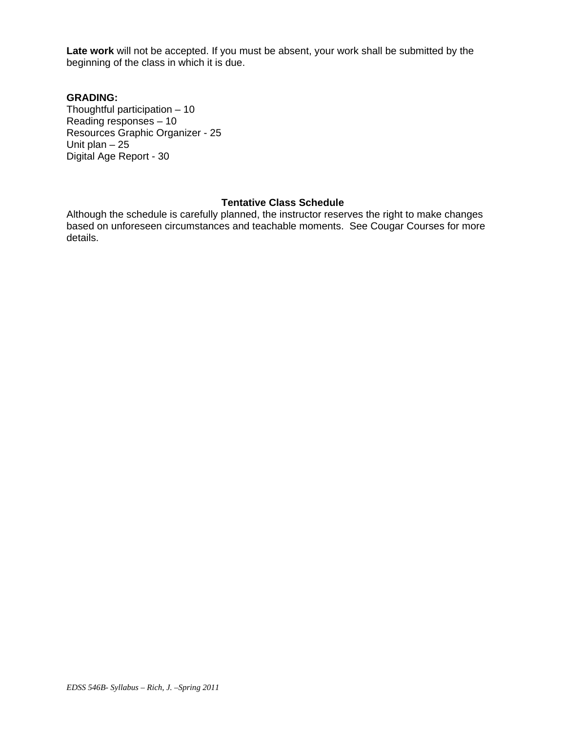**Late work** will not be accepted. If you must be absent, your work shall be submitted by the beginning of the class in which it is due.

**GRADING:**
Thoughtful participation – 10
Reading responses – 10
Resources Graphic Organizer - 25
Unit plan – 25
Digital Age Report - 30

**Tentative Class Schedule**

Although the schedule is carefully planned, the instructor reserves the right to make changes based on unforeseen circumstances and teachable moments. See Cougar Courses for more details.